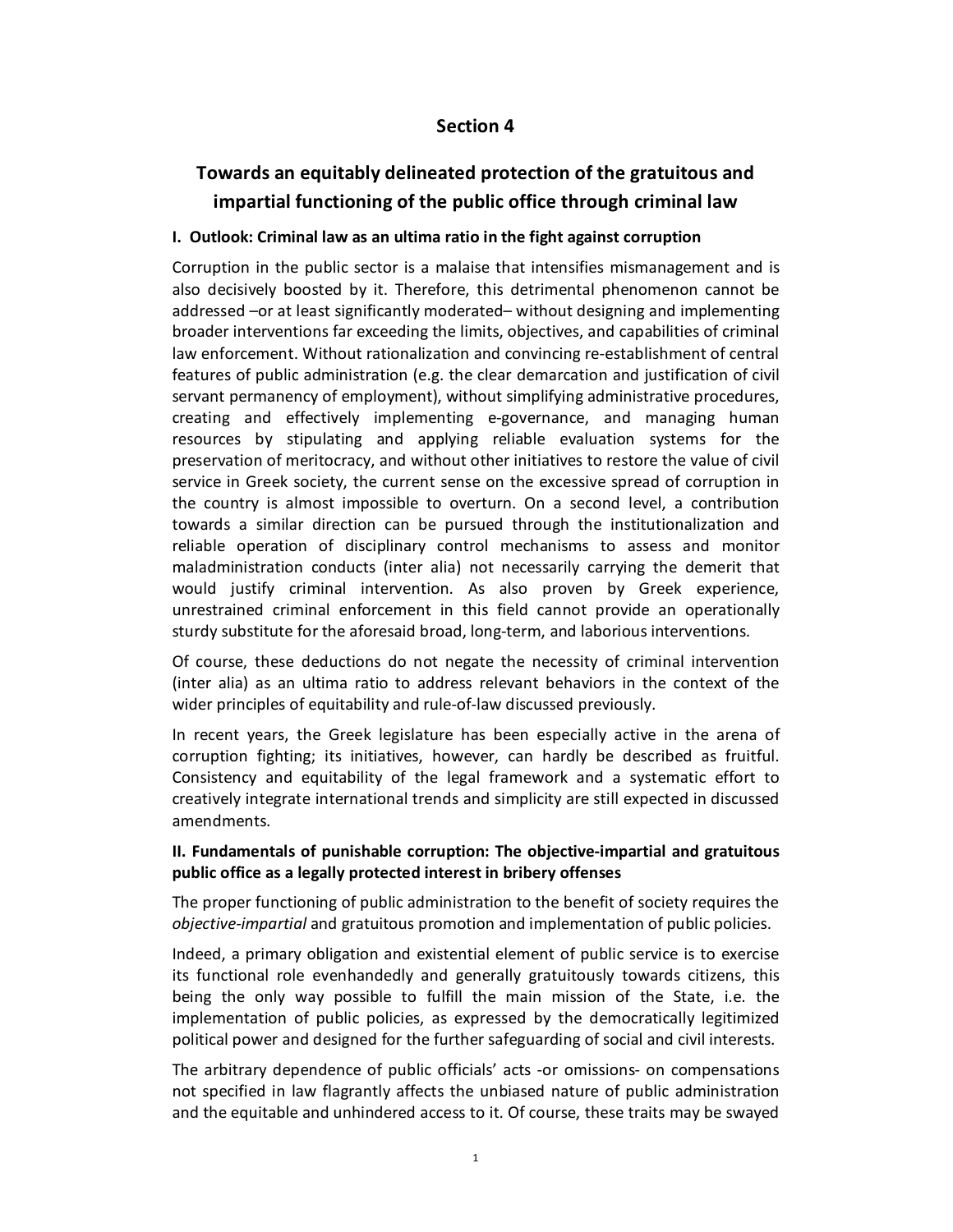# Section 4

## Towards an equitably delineated protection of the gratuitous and impartial functioning of the public office through criminal law

### I. Outlook: Criminal law as an ultima ratio in the fight against corruption

Corruption in the public sector is a malaise that intensifies mismanagement and is also decisively boosted by it. Therefore, this detrimental phenomenon cannot be addressed –or at least significantly moderated– without designing and implementing broader interventions far exceeding the limits, objectives, and capabilities of criminal law enforcement. Without rationalization and convincing re-establishment of central features of public administration (e.g. the clear demarcation and justification of civil servant permanency of employment), without simplifying administrative procedures, creating and effectively implementing e-governance, and managing human resources by stipulating and applying reliable evaluation systems for the preservation of meritocracy, and without other initiatives to restore the value of civil service in Greek society, the current sense on the excessive spread of corruption in the country is almost impossible to overturn. On a second level, a contribution towards a similar direction can be pursued through the institutionalization and reliable operation of disciplinary control mechanisms to assess and monitor maladministration conducts (inter alia) not necessarily carrying the demerit that would justify criminal intervention. As also proven by Greek experience, unrestrained criminal enforcement in this field cannot provide an operationally sturdy substitute for the aforesaid broad, long-term, and laborious interventions.

Of course, these deductions do not negate the necessity of criminal intervention (inter alia) as an ultima ratio to address relevant behaviors in the context of the wider principles of equitability and rule-of-law discussed previously.

In recent years, the Greek legislature has been especially active in the arena of corruption fighting; its initiatives, however, can hardly be described as fruitful. Consistency and equitability of the legal framework and a systematic effort to creatively integrate international trends and simplicity are still expected in discussed amendments.

### II. Fundamentals of punishable corruption: The objective-impartial and gratuitous public office as a legally protected interest in bribery offenses

The proper functioning of public administration to the benefit of society requires the *objective-impartial* and gratuitous promotion and implementation of public policies.

Indeed, a primary obligation and existential element of public service is to exercise its functional role evenhandedly and generally gratuitously towards citizens, this being the only way possible to fulfill the main mission of the State, i.e. the implementation of public policies, as expressed by the democratically legitimized political power and designed for the further safeguarding of social and civil interests.

The arbitrary dependence of public officials' acts -or omissions- on compensations not specified in law flagrantly affects the unbiased nature of public administration and the equitable and unhindered access to it. Of course, these traits may be swayed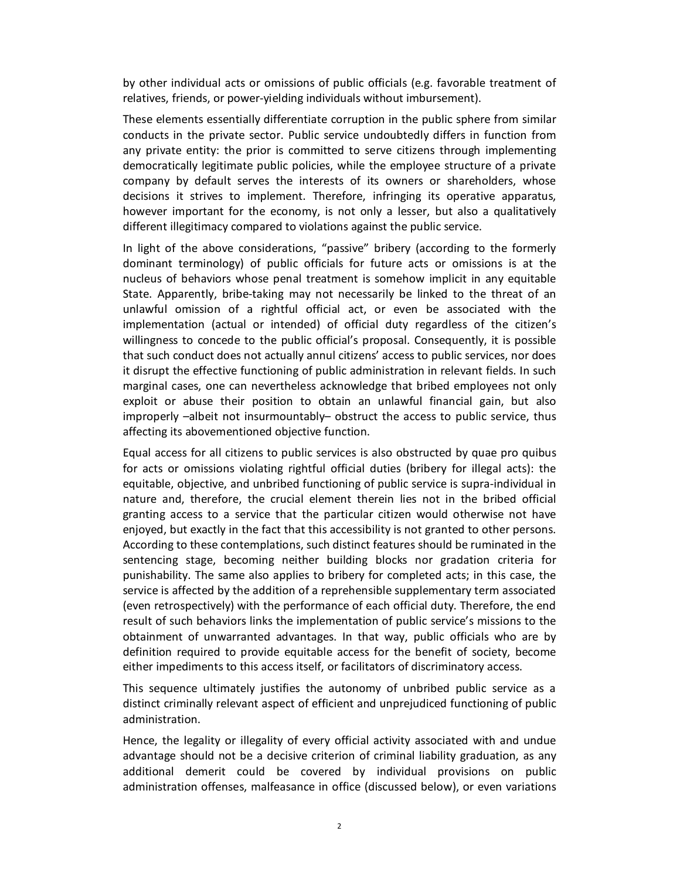by other individual acts or omissions of public officials (e.g. favorable treatment of relatives, friends, or power-yielding individuals without imbursement).

These elements essentially differentiate corruption in the public sphere from similar conducts in the private sector. Public service undoubtedly differs in function from any private entity: the prior is committed to serve citizens through implementing democratically legitimate public policies, while the employee structure of a private company by default serves the interests of its owners or shareholders, whose decisions it strives to implement. Therefore, infringing its operative apparatus, however important for the economy, is not only a lesser, but also a qualitatively different illegitimacy compared to violations against the public service.

In light of the above considerations, "passive" bribery (according to the formerly dominant terminology) of public officials for future acts or omissions is at the nucleus of behaviors whose penal treatment is somehow implicit in any equitable State. Apparently, bribe-taking may not necessarily be linked to the threat of an unlawful omission of a rightful official act, or even be associated with the implementation (actual or intended) of official duty regardless of the citizen's willingness to concede to the public official's proposal. Consequently, it is possible that such conduct does not actually annul citizens' access to public services, nor does it disrupt the effective functioning of public administration in relevant fields. In such marginal cases, one can nevertheless acknowledge that bribed employees not only exploit or abuse their position to obtain an unlawful financial gain, but also improperly –albeit not insurmountably– obstruct the access to public service, thus affecting its abovementioned objective function.

Equal access for all citizens to public services is also obstructed by quae pro quibus for acts or omissions violating rightful official duties (bribery for illegal acts): the equitable, objective, and unbribed functioning of public service is supra-individual in nature and, therefore, the crucial element therein lies not in the bribed official granting access to a service that the particular citizen would otherwise not have enjoyed, but exactly in the fact that this accessibility is not granted to other persons. According to these contemplations, such distinct features should be ruminated in the sentencing stage, becoming neither building blocks nor gradation criteria for punishability. The same also applies to bribery for completed acts; in this case, the service is affected by the addition of a reprehensible supplementary term associated (even retrospectively) with the performance of each official duty. Therefore, the end result of such behaviors links the implementation of public service's missions to the obtainment of unwarranted advantages. In that way, public officials who are by definition required to provide equitable access for the benefit of society, become either impediments to this access itself, or facilitators of discriminatory access.

This sequence ultimately justifies the autonomy of unbribed public service as a distinct criminally relevant aspect of efficient and unprejudiced functioning of public administration.

Hence, the legality or illegality of every official activity associated with and undue advantage should not be a decisive criterion of criminal liability graduation, as any additional demerit could be covered by individual provisions on public administration offenses, malfeasance in office (discussed below), or even variations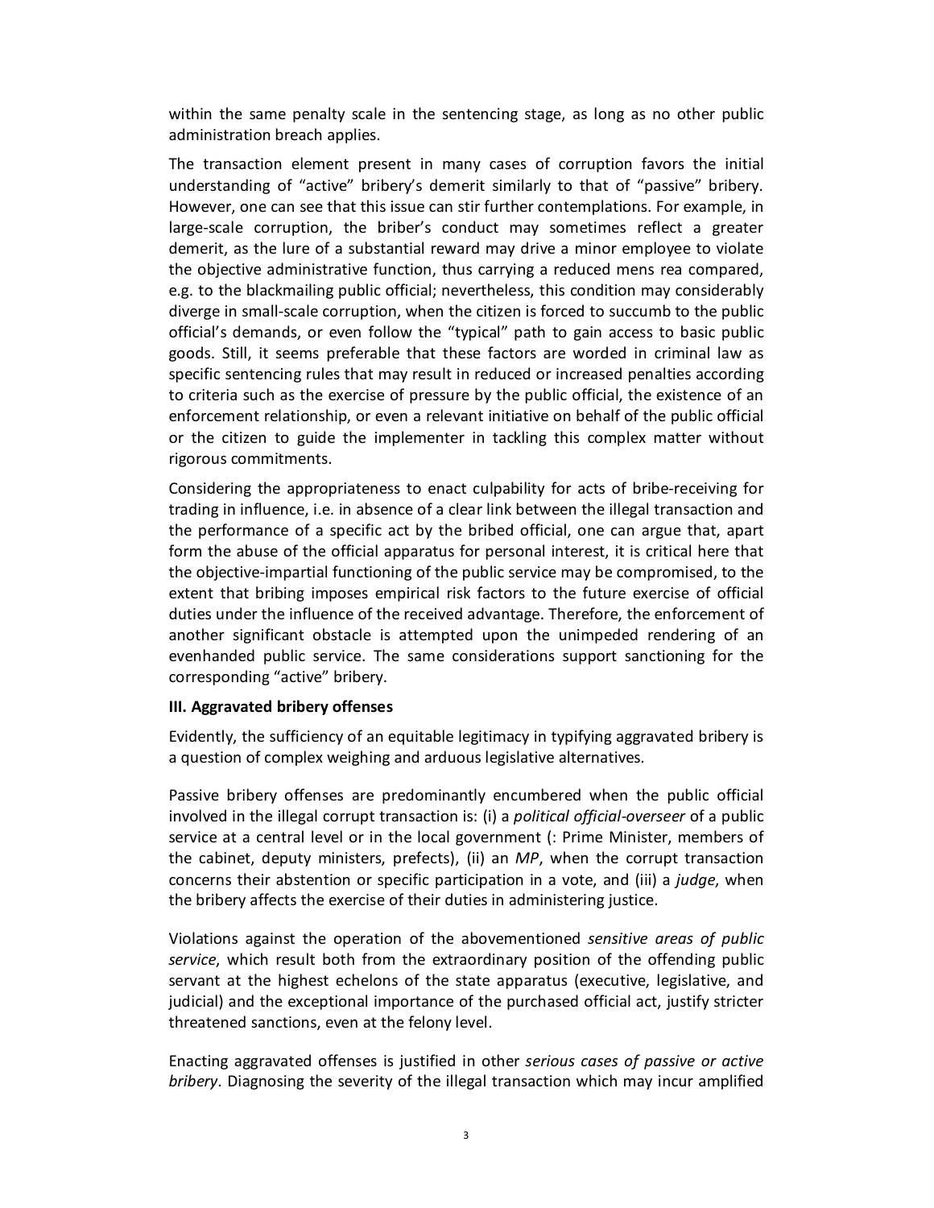within the same penalty scale in the sentencing stage, as long as no other public administration breach applies.

The transaction element present in many cases of corruption favors the initial understanding of "active" bribery's demerit similarly to that of "passive" bribery. However, one can see that this issue can stir further contemplations. For example, in large-scale corruption, the briber's conduct may sometimes reflect a greater demerit, as the lure of a substantial reward may drive a minor employee to violate the objective administrative function, thus carrying a reduced mens rea compared, e.g. to the blackmailing public official; nevertheless, this condition may considerably diverge in small-scale corruption, when the citizen is forced to succumb to the public official's demands, or even follow the "typical" path to gain access to basic public goods. Still, it seems preferable that these factors are worded in criminal law as specific sentencing rules that may result in reduced or increased penalties according to criteria such as the exercise of pressure by the public official, the existence of an enforcement relationship, or even a relevant initiative on behalf of the public official or the citizen to guide the implementer in tackling this complex matter without rigorous commitments.

Considering the appropriateness to enact culpability for acts of bribe-receiving for trading in influence, i.e. in absence of a clear link between the illegal transaction and the performance of a specific act by the bribed official, one can argue that, apart form the abuse of the official apparatus for personal interest, it is critical here that the objective-impartial functioning of the public service may be compromised, to the extent that bribing imposes empirical risk factors to the future exercise of official duties under the influence of the received advantage. Therefore, the enforcement of another significant obstacle is attempted upon the unimpeded rendering of an evenhanded public service. The same considerations support sanctioning for the corresponding "active" bribery.

### III. Aggravated bribery offenses

Evidently, the sufficiency of an equitable legitimacy in typifying aggravated bribery is a question of complex weighing and arduous legislative alternatives.

Passive bribery offenses are predominantly encumbered when the public official involved in the illegal corrupt transaction is: (i) a *political official-overseer* of a public service at a central level or in the local government (: Prime Minister, members of the cabinet, deputy ministers, prefects), (ii) an *MP*, when the corrupt transaction concerns their abstention or specific participation in a vote, and (iii) a *judge*, when the bribery affects the exercise of their duties in administering justice.

Violations against the operation of the abovementioned *sensitive areas of public service*, which result both from the extraordinary position of the offending public servant at the highest echelons of the state apparatus (executive, legislative, and judicial) and the exceptional importance of the purchased official act, justify stricter threatened sanctions, even at the felony level.

Enacting aggravated offenses is justified in other *serious cases of passive or active bribery*. Diagnosing the severity of the illegal transaction which may incur amplified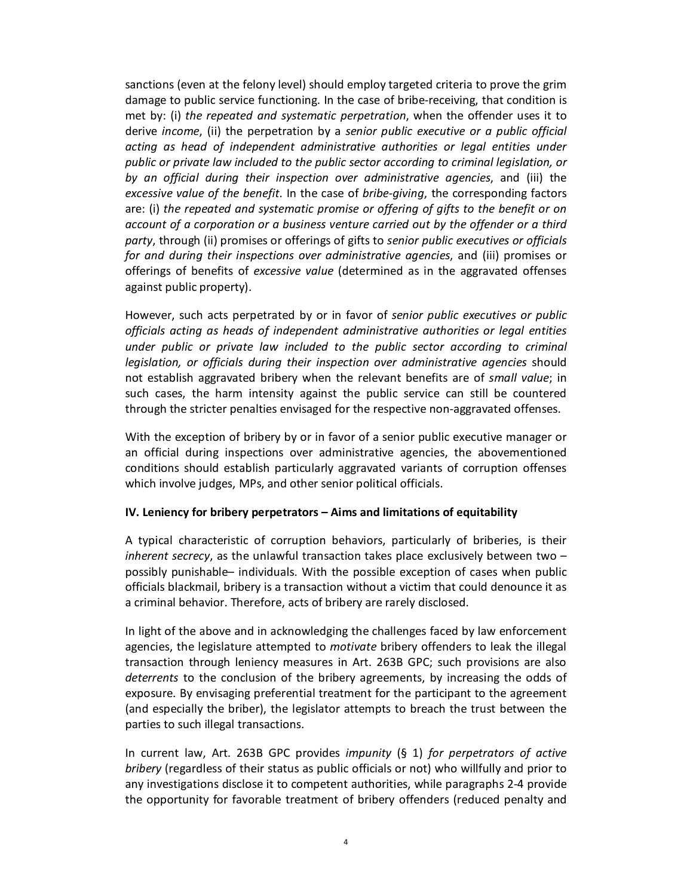sanctions (even at the felony level) should employ targeted criteria to prove the grim damage to public service functioning. In the case of bribe-receiving, that condition is met by: (i) *the repeated and systematic perpetration*, when the offender uses it to derive *income*, (ii) the perpetration by a *senior public executive or a public official acting as head of independent administrative authorities or legal entities under public or private law included to the public sector according to criminal legislation, or by an official during their inspection over administrative agencies*, and (iii) the *excessive value of the benefit*. In the case of *bribe-giving*, the corresponding factors are: (i) *the repeated and systematic promise or offering of gifts to the benefit or on account of a corporation or a business venture carried out by the offender or a third party*, through (ii) promises or offerings of gifts to *senior public executives or officials for and during their inspections over administrative agencies*, and (iii) promises or offerings of benefits of *excessive value* (determined as in the aggravated offenses against public property).

However, such acts perpetrated by or in favor of *senior public executives or public officials acting as heads of independent administrative authorities or legal entities under public or private law included to the public sector according to criminal legislation, or officials during their inspection over administrative agencies* should not establish aggravated bribery when the relevant benefits are of *small value*; in such cases, the harm intensity against the public service can still be countered through the stricter penalties envisaged for the respective non-aggravated offenses.

With the exception of bribery by or in favor of a senior public executive manager or an official during inspections over administrative agencies, the abovementioned conditions should establish particularly aggravated variants of corruption offenses which involve judges, MPs, and other senior political officials.

### IV. Leniency for bribery perpetrators – Aims and limitations of equitability

A typical characteristic of corruption behaviors, particularly of briberies, is their *inherent secrecy*, as the unlawful transaction takes place exclusively between two – possibly punishable– individuals. With the possible exception of cases when public officials blackmail, bribery is a transaction without a victim that could denounce it as a criminal behavior. Therefore, acts of bribery are rarely disclosed.

In light of the above and in acknowledging the challenges faced by law enforcement agencies, the legislature attempted to *motivate* bribery offenders to leak the illegal transaction through leniency measures in Art. 263B GPC; such provisions are also *deterrents* to the conclusion of the bribery agreements, by increasing the odds of exposure. By envisaging preferential treatment for the participant to the agreement (and especially the briber), the legislator attempts to breach the trust between the parties to such illegal transactions.

In current law, Art. 263B GPC provides *impunity* (§ 1) *for perpetrators of active bribery* (regardless of their status as public officials or not) who willfully and prior to any investigations disclose it to competent authorities, while paragraphs 2-4 provide the opportunity for favorable treatment of bribery offenders (reduced penalty and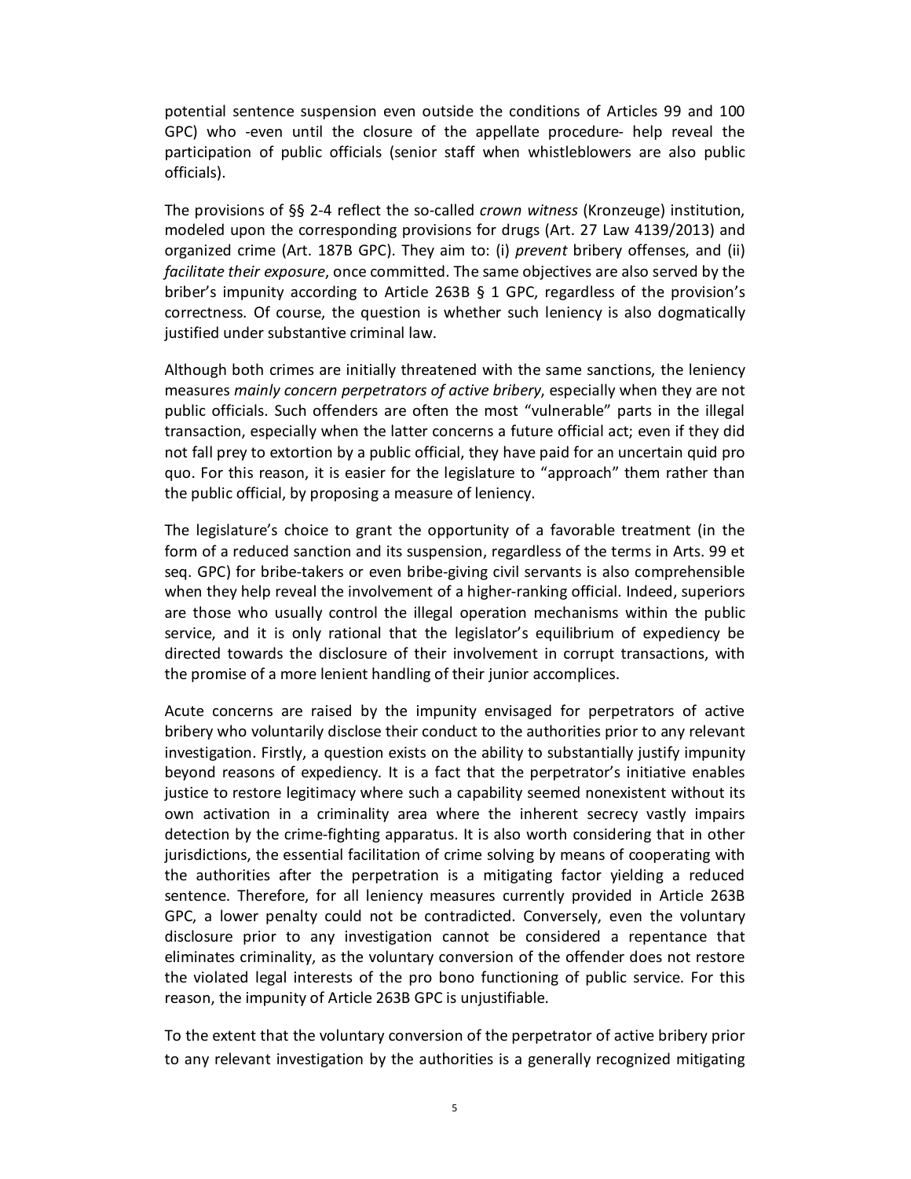potential sentence suspension even outside the conditions of Articles 99 and 100 GPC) who -even until the closure of the appellate procedure- help reveal the participation of public officials (senior staff when whistleblowers are also public officials).

The provisions of §§ 2-4 reflect the so-called *crown witness* (Kronzeuge) institution, modeled upon the corresponding provisions for drugs (Art. 27 Law 4139/2013) and organized crime (Art. 187B GPC). They aim to: (i) *prevent* bribery offenses, and (ii) *facilitate their exposure*, once committed. The same objectives are also served by the briber's impunity according to Article 263B § 1 GPC, regardless of the provision's correctness. Of course, the question is whether such leniency is also dogmatically justified under substantive criminal law.

Although both crimes are initially threatened with the same sanctions, the leniency measures *mainly concern perpetrators of active bribery*, especially when they are not public officials. Such offenders are often the most "vulnerable" parts in the illegal transaction, especially when the latter concerns a future official act; even if they did not fall prey to extortion by a public official, they have paid for an uncertain quid pro quo. For this reason, it is easier for the legislature to "approach" them rather than the public official, by proposing a measure of leniency.

The legislature's choice to grant the opportunity of a favorable treatment (in the form of a reduced sanction and its suspension, regardless of the terms in Arts. 99 et seq. GPC) for bribe-takers or even bribe-giving civil servants is also comprehensible when they help reveal the involvement of a higher-ranking official. Indeed, superiors are those who usually control the illegal operation mechanisms within the public service, and it is only rational that the legislator's equilibrium of expediency be directed towards the disclosure of their involvement in corrupt transactions, with the promise of a more lenient handling of their junior accomplices.

Acute concerns are raised by the impunity envisaged for perpetrators of active bribery who voluntarily disclose their conduct to the authorities prior to any relevant investigation. Firstly, a question exists on the ability to substantially justify impunity beyond reasons of expediency. It is a fact that the perpetrator's initiative enables justice to restore legitimacy where such a capability seemed nonexistent without its own activation in a criminality area where the inherent secrecy vastly impairs detection by the crime-fighting apparatus. It is also worth considering that in other jurisdictions, the essential facilitation of crime solving by means of cooperating with the authorities after the perpetration is a mitigating factor yielding a reduced sentence. Therefore, for all leniency measures currently provided in Article 263B GPC, a lower penalty could not be contradicted. Conversely, even the voluntary disclosure prior to any investigation cannot be considered a repentance that eliminates criminality, as the voluntary conversion of the offender does not restore the violated legal interests of the pro bono functioning of public service. For this reason, the impunity of Article 263B GPC is unjustifiable.

To the extent that the voluntary conversion of the perpetrator of active bribery prior to any relevant investigation by the authorities is a generally recognized mitigating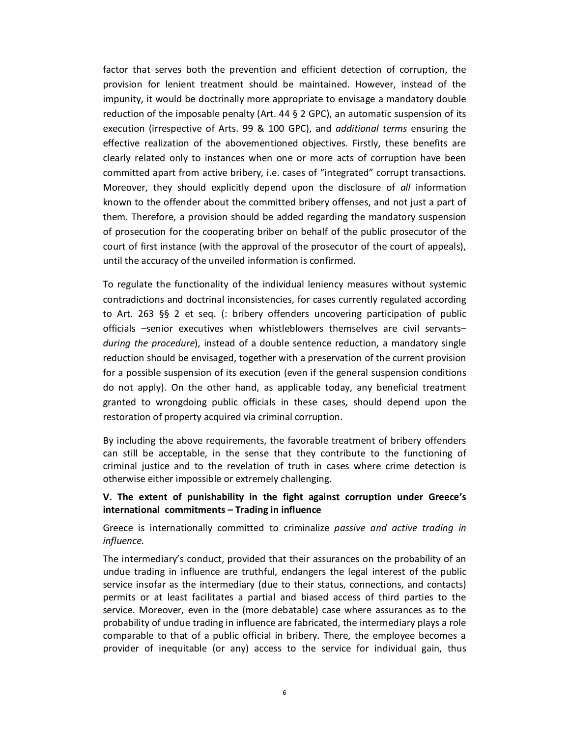factor that serves both the prevention and efficient detection of corruption, the provision for lenient treatment should be maintained. However, instead of the impunity, it would be doctrinally more appropriate to envisage a mandatory double reduction of the imposable penalty (Art. 44 § 2 GPC), an automatic suspension of its execution (irrespective of Arts. 99 & 100 GPC), and *additional terms* ensuring the effective realization of the abovementioned objectives. Firstly, these benefits are clearly related only to instances when one or more acts of corruption have been committed apart from active bribery, i.e. cases of "integrated" corrupt transactions. Moreover, they should explicitly depend upon the disclosure of *all* information known to the offender about the committed bribery offenses, and not just a part of them. Therefore, a provision should be added regarding the mandatory suspension of prosecution for the cooperating briber on behalf of the public prosecutor of the court of first instance (with the approval of the prosecutor of the court of appeals), until the accuracy of the unveiled information is confirmed.

To regulate the functionality of the individual leniency measures without systemic contradictions and doctrinal inconsistencies, for cases currently regulated according to Art. 263 §§ 2 et seq. (: bribery offenders uncovering participation of public officials –senior executives when whistleblowers themselves are civil servants– *during the procedure*), instead of a double sentence reduction, a mandatory single reduction should be envisaged, together with a preservation of the current provision for a possible suspension of its execution (even if the general suspension conditions do not apply). On the other hand, as applicable today, any beneficial treatment granted to wrongdoing public officials in these cases, should depend upon the restoration of property acquired via criminal corruption.

By including the above requirements, the favorable treatment of bribery offenders can still be acceptable, in the sense that they contribute to the functioning of criminal justice and to the revelation of truth in cases where crime detection is otherwise either impossible or extremely challenging.

**V. The extent of punishability in the fight against corruption under Greece's international commitments – Trading in influence**

Greece is internationally committed to criminalize *passive and active trading in influence*.

The intermediary's conduct, provided that their assurances on the probability of an undue trading in influence are truthful, endangers the legal interest of the public service insofar as the intermediary (due to their status, connections, and contacts) permits or at least facilitates a partial and biased access of third parties to the service. Moreover, even in the (more debatable) case where assurances as to the probability of undue trading in influence are fabricated, the intermediary plays a role comparable to that of a public official in bribery. There, the employee becomes a provider of inequitable (or any) access to the service for individual gain, thus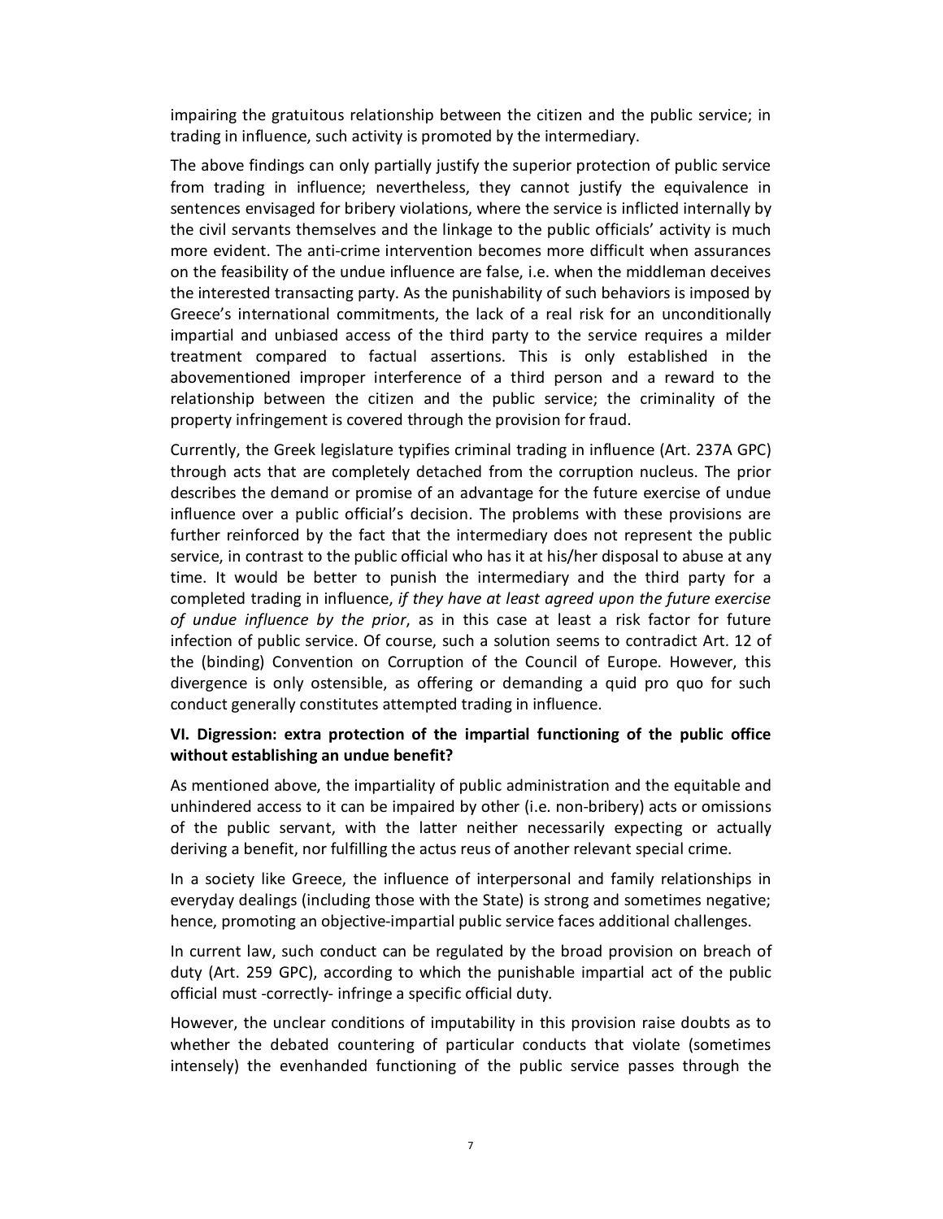impairing the gratuitous relationship between the citizen and the public service; in trading in influence, such activity is promoted by the intermediary.

The above findings can only partially justify the superior protection of public service from trading in influence; nevertheless, they cannot justify the equivalence in sentences envisaged for bribery violations, where the service is inflicted internally by the civil servants themselves and the linkage to the public officials' activity is much more evident. The anti-crime intervention becomes more difficult when assurances on the feasibility of the undue influence are false, i.e. when the middleman deceives the interested transacting party. As the punishability of such behaviors is imposed by Greece's international commitments, the lack of a real risk for an unconditionally impartial and unbiased access of the third party to the service requires a milder treatment compared to factual assertions. This is only established in the abovementioned improper interference of a third person and a reward to the relationship between the citizen and the public service; the criminality of the property infringement is covered through the provision for fraud.

Currently, the Greek legislature typifies criminal trading in influence (Art. 237A GPC) through acts that are completely detached from the corruption nucleus. The prior describes the demand or promise of an advantage for the future exercise of undue influence over a public official's decision. The problems with these provisions are further reinforced by the fact that the intermediary does not represent the public service, in contrast to the public official who has it at his/her disposal to abuse at any time. It would be better to punish the intermediary and the third party for a completed trading in influence, *if they have at least agreed upon the future exercise of undue influence by the prior*, as in this case at least a risk factor for future infection of public service. Of course, such a solution seems to contradict Art. 12 of the (binding) Convention on Corruption of the Council of Europe. However, this divergence is only ostensible, as offering or demanding a quid pro quo for such conduct generally constitutes attempted trading in influence.

### VI. Digression: extra protection of the impartial functioning of the public office without establishing an undue benefit?

As mentioned above, the impartiality of public administration and the equitable and unhindered access to it can be impaired by other (i.e. non-bribery) acts or omissions of the public servant, with the latter neither necessarily expecting or actually deriving a benefit, nor fulfilling the actus reus of another relevant special crime.

In a society like Greece, the influence of interpersonal and family relationships in everyday dealings (including those with the State) is strong and sometimes negative; hence, promoting an objective-impartial public service faces additional challenges.

In current law, such conduct can be regulated by the broad provision on breach of duty (Art. 259 GPC), according to which the punishable impartial act of the public official must -correctly- infringe a specific official duty.

However, the unclear conditions of imputability in this provision raise doubts as to whether the debated countering of particular conducts that violate (sometimes intensely) the evenhanded functioning of the public service passes through the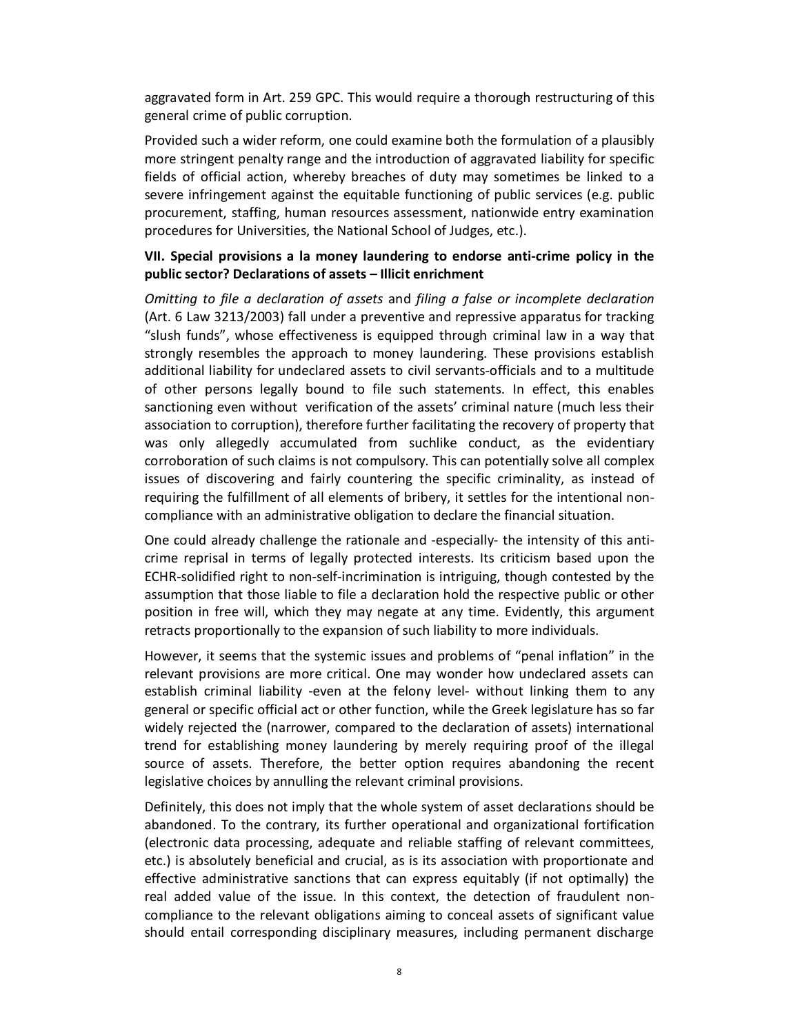aggravated form in Art. 259 GPC. This would require a thorough restructuring of this general crime of public corruption.

Provided such a wider reform, one could examine both the formulation of a plausibly more stringent penalty range and the introduction of aggravated liability for specific fields of official action, whereby breaches of duty may sometimes be linked to a severe infringement against the equitable functioning of public services (e.g. public procurement, staffing, human resources assessment, nationwide entry examination procedures for Universities, the National School of Judges, etc.).

### VII. Special provisions a la money laundering to endorse anti-crime policy in the public sector? Declarations of assets – Illicit enrichment

*Omitting to file a declaration of assets* and *filing a false or incomplete declaration* (Art. 6 Law 3213/2003) fall under a preventive and repressive apparatus for tracking "slush funds", whose effectiveness is equipped through criminal law in a way that strongly resembles the approach to money laundering. These provisions establish additional liability for undeclared assets to civil servants-officials and to a multitude of other persons legally bound to file such statements. In effect, this enables sanctioning even without verification of the assets' criminal nature (much less their association to corruption), therefore further facilitating the recovery of property that was only allegedly accumulated from suchlike conduct, as the evidentiary corroboration of such claims is not compulsory. This can potentially solve all complex issues of discovering and fairly countering the specific criminality, as instead of requiring the fulfillment of all elements of bribery, it settles for the intentional non-compliance with an administrative obligation to declare the financial situation.

One could already challenge the rationale and -especially- the intensity of this anti-crime reprisal in terms of legally protected interests. Its criticism based upon the ECHR-solidified right to non-self-incrimination is intriguing, though contested by the assumption that those liable to file a declaration hold the respective public or other position in free will, which they may negate at any time. Evidently, this argument retracts proportionally to the expansion of such liability to more individuals.

However, it seems that the systemic issues and problems of "penal inflation" in the relevant provisions are more critical. One may wonder how undeclared assets can establish criminal liability -even at the felony level- without linking them to any general or specific official act or other function, while the Greek legislature has so far widely rejected the (narrower, compared to the declaration of assets) international trend for establishing money laundering by merely requiring proof of the illegal source of assets. Therefore, the better option requires abandoning the recent legislative choices by annulling the relevant criminal provisions.

Definitely, this does not imply that the whole system of asset declarations should be abandoned. To the contrary, its further operational and organizational fortification (electronic data processing, adequate and reliable staffing of relevant committees, etc.) is absolutely beneficial and crucial, as is its association with proportionate and effective administrative sanctions that can express equitably (if not optimally) the real added value of the issue. In this context, the detection of fraudulent non-compliance to the relevant obligations aiming to conceal assets of significant value should entail corresponding disciplinary measures, including permanent discharge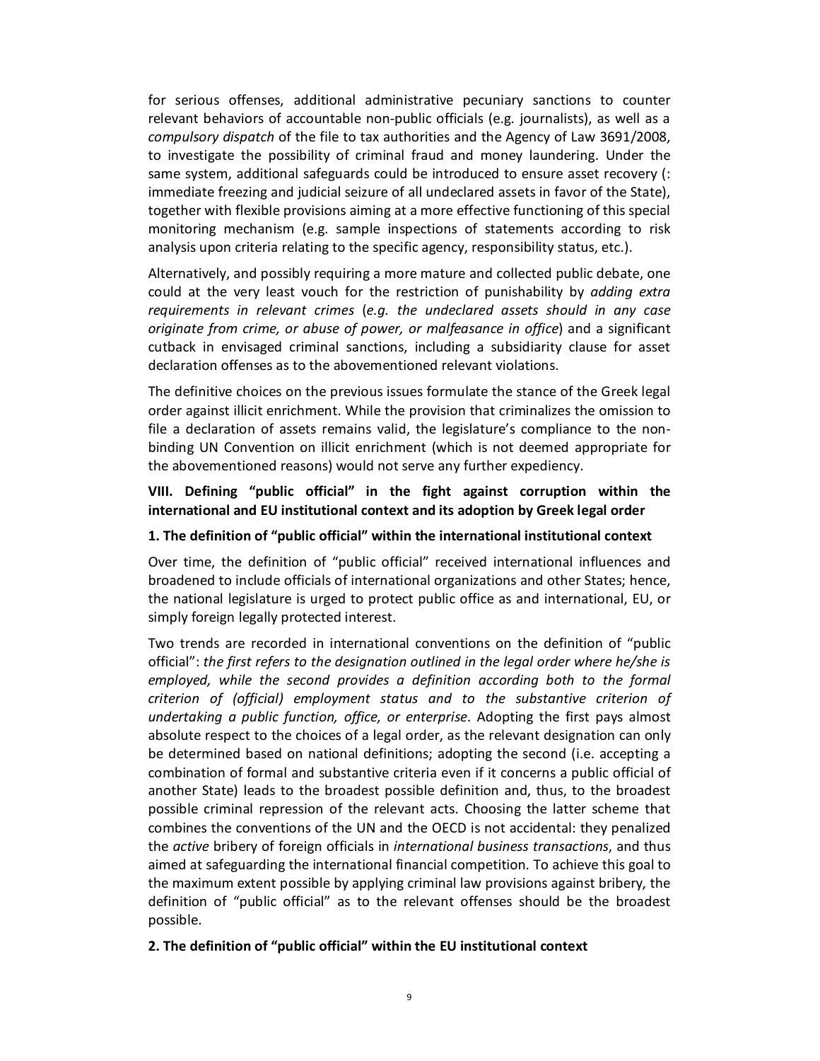for serious offenses, additional administrative pecuniary sanctions to counter relevant behaviors of accountable non-public officials (e.g. journalists), as well as a *compulsory dispatch* of the file to tax authorities and the Agency of Law 3691/2008, to investigate the possibility of criminal fraud and money laundering. Under the same system, additional safeguards could be introduced to ensure asset recovery (: immediate freezing and judicial seizure of all undeclared assets in favor of the State), together with flexible provisions aiming at a more effective functioning of this special monitoring mechanism (e.g. sample inspections of statements according to risk analysis upon criteria relating to the specific agency, responsibility status, etc.).

Alternatively, and possibly requiring a more mature and collected public debate, one could at the very least vouch for the restriction of punishability by *adding extra requirements in relevant crimes* (*e.g. the undeclared assets should in any case originate from crime, or abuse of power, or malfeasance in office*) and a significant cutback in envisaged criminal sanctions, including a subsidiarity clause for asset declaration offenses as to the abovementioned relevant violations.

The definitive choices on the previous issues formulate the stance of the Greek legal order against illicit enrichment. While the provision that criminalizes the omission to file a declaration of assets remains valid, the legislature's compliance to the non-binding UN Convention on illicit enrichment (which is not deemed appropriate for the abovementioned reasons) would not serve any further expediency.

## VIII. Defining "public official" in the fight against corruption within the international and EU institutional context and its adoption by Greek legal order

### 1. The definition of "public official" within the international institutional context

Over time, the definition of "public official" received international influences and broadened to include officials of international organizations and other States; hence, the national legislature is urged to protect public office as and international, EU, or simply foreign legally protected interest.

Two trends are recorded in international conventions on the definition of "public official": *the first refers to the designation outlined in the legal order where he/she is employed, while the second provides a definition according both to the formal criterion of (official) employment status and to the substantive criterion of undertaking a public function, office, or enterprise*. Adopting the first pays almost absolute respect to the choices of a legal order, as the relevant designation can only be determined based on national definitions; adopting the second (i.e. accepting a combination of formal and substantive criteria even if it concerns a public official of another State) leads to the broadest possible definition and, thus, to the broadest possible criminal repression of the relevant acts. Choosing the latter scheme that combines the conventions of the UN and the OECD is not accidental: they penalized the *active* bribery of foreign officials in *international business transactions*, and thus aimed at safeguarding the international financial competition. To achieve this goal to the maximum extent possible by applying criminal law provisions against bribery, the definition of "public official" as to the relevant offenses should be the broadest possible.

### 2. The definition of "public official" within the EU institutional context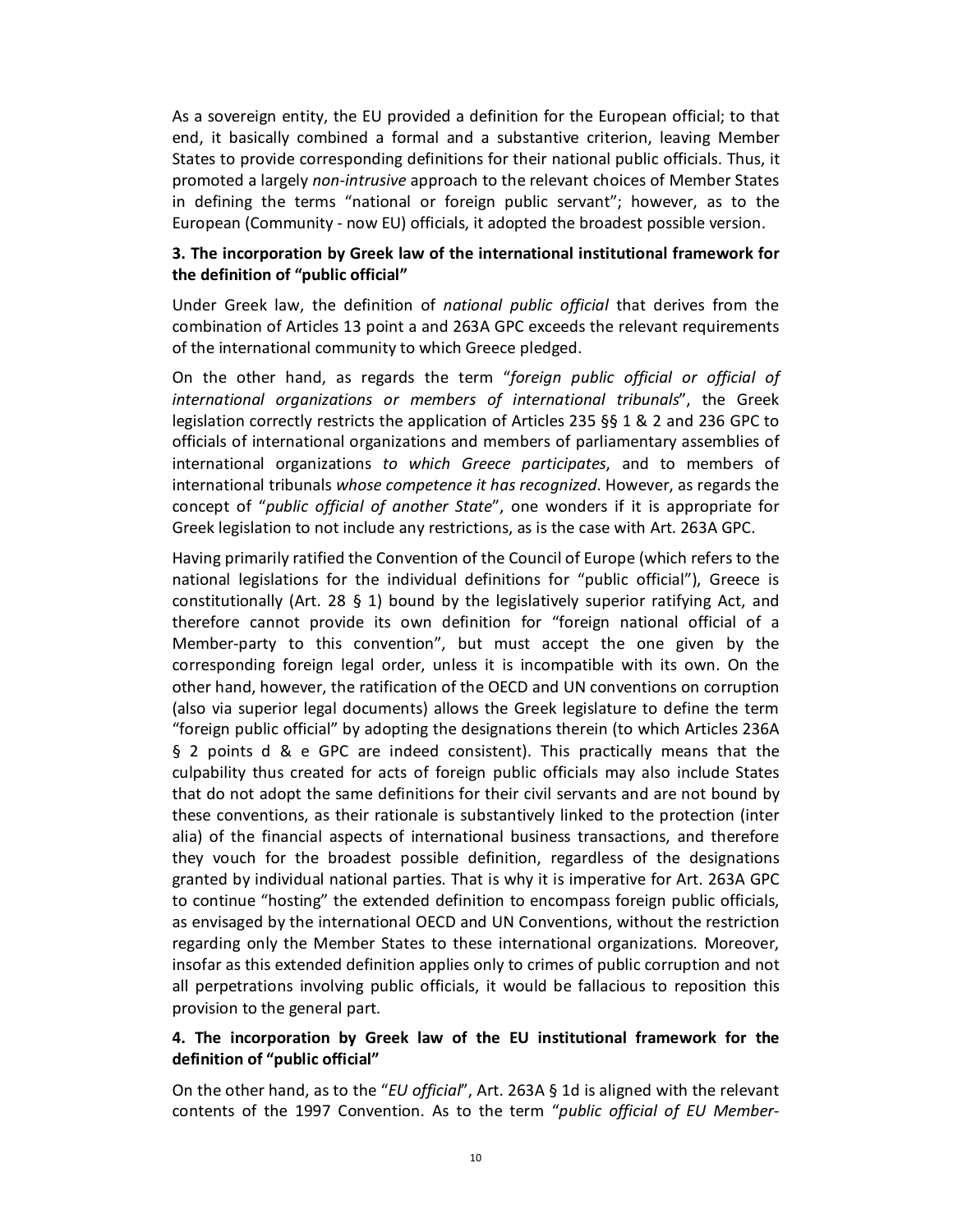As a sovereign entity, the EU provided a definition for the European official; to that end, it basically combined a formal and a substantive criterion, leaving Member States to provide corresponding definitions for their national public officials. Thus, it promoted a largely *non-intrusive* approach to the relevant choices of Member States in defining the terms "national or foreign public servant"; however, as to the European (Community - now EU) officials, it adopted the broadest possible version.

### 3. The incorporation by Greek law of the international institutional framework for the definition of "public official"

Under Greek law, the definition of *national public official* that derives from the combination of Articles 13 point a and 263A GPC exceeds the relevant requirements of the international community to which Greece pledged.

On the other hand, as regards the term "*foreign public official or official of international organizations or members of international tribunals*", the Greek legislation correctly restricts the application of Articles 235 §§ 1 & 2 and 236 GPC to officials of international organizations and members of parliamentary assemblies of international organizations *to which Greece participates*, and to members of international tribunals *whose competence it has recognized*. However, as regards the concept of "*public official of another State*", one wonders if it is appropriate for Greek legislation to not include any restrictions, as is the case with Art. 263A GPC.

Having primarily ratified the Convention of the Council of Europe (which refers to the national legislations for the individual definitions for "public official"), Greece is constitutionally (Art. 28 § 1) bound by the legislatively superior ratifying Act, and therefore cannot provide its own definition for "foreign national official of a Member-party to this convention", but must accept the one given by the corresponding foreign legal order, unless it is incompatible with its own. On the other hand, however, the ratification of the OECD and UN conventions on corruption (also via superior legal documents) allows the Greek legislature to define the term "foreign public official" by adopting the designations therein (to which Articles 236A § 2 points d & e GPC are indeed consistent). This practically means that the culpability thus created for acts of foreign public officials may also include States that do not adopt the same definitions for their civil servants and are not bound by these conventions, as their rationale is substantively linked to the protection (inter alia) of the financial aspects of international business transactions, and therefore they vouch for the broadest possible definition, regardless of the designations granted by individual national parties. That is why it is imperative for Art. 263A GPC to continue "hosting" the extended definition to encompass foreign public officials, as envisaged by the international OECD and UN Conventions, without the restriction regarding only the Member States to these international organizations. Moreover, insofar as this extended definition applies only to crimes of public corruption and not all perpetrations involving public officials, it would be fallacious to reposition this provision to the general part.

### 4. The incorporation by Greek law of the EU institutional framework for the definition of "public official"

On the other hand, as to the "*EU official*", Art. 263A § 1d is aligned with the relevant contents of the 1997 Convention. As to the term "*public official of EU Member-*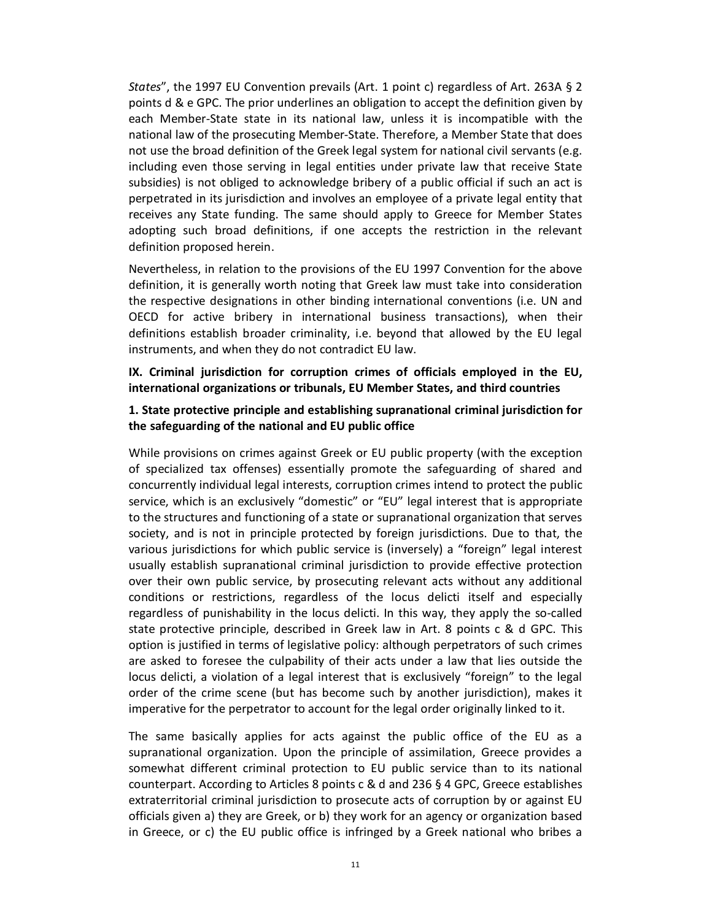*States*", the 1997 EU Convention prevails (Art. 1 point c) regardless of Art. 263A § 2 points d & e GPC. The prior underlines an obligation to accept the definition given by each Member-State state in its national law, unless it is incompatible with the national law of the prosecuting Member-State. Therefore, a Member State that does not use the broad definition of the Greek legal system for national civil servants (e.g. including even those serving in legal entities under private law that receive State subsidies) is not obliged to acknowledge bribery of a public official if such an act is perpetrated in its jurisdiction and involves an employee of a private legal entity that receives any State funding. The same should apply to Greece for Member States adopting such broad definitions, if one accepts the restriction in the relevant definition proposed herein.

Nevertheless, in relation to the provisions of the EU 1997 Convention for the above definition, it is generally worth noting that Greek law must take into consideration the respective designations in other binding international conventions (i.e. UN and OECD for active bribery in international business transactions), when their definitions establish broader criminality, i.e. beyond that allowed by the EU legal instruments, and when they do not contradict EU law.

## IX. Criminal jurisdiction for corruption crimes of officials employed in the EU, international organizations or tribunals, EU Member States, and third countries

### 1. State protective principle and establishing supranational criminal jurisdiction for the safeguarding of the national and EU public office

While provisions on crimes against Greek or EU public property (with the exception of specialized tax offenses) essentially promote the safeguarding of shared and concurrently individual legal interests, corruption crimes intend to protect the public service, which is an exclusively "domestic" or "EU" legal interest that is appropriate to the structures and functioning of a state or supranational organization that serves society, and is not in principle protected by foreign jurisdictions. Due to that, the various jurisdictions for which public service is (inversely) a "foreign" legal interest usually establish supranational criminal jurisdiction to provide effective protection over their own public service, by prosecuting relevant acts without any additional conditions or restrictions, regardless of the locus delicti itself and especially regardless of punishability in the locus delicti. In this way, they apply the so-called state protective principle, described in Greek law in Art. 8 points c & d GPC. This option is justified in terms of legislative policy: although perpetrators of such crimes are asked to foresee the culpability of their acts under a law that lies outside the locus delicti, a violation of a legal interest that is exclusively "foreign" to the legal order of the crime scene (but has become such by another jurisdiction), makes it imperative for the perpetrator to account for the legal order originally linked to it.

The same basically applies for acts against the public office of the EU as a supranational organization. Upon the principle of assimilation, Greece provides a somewhat different criminal protection to EU public service than to its national counterpart. According to Articles 8 points c & d and 236 § 4 GPC, Greece establishes extraterritorial criminal jurisdiction to prosecute acts of corruption by or against EU officials given a) they are Greek, or b) they work for an agency or organization based in Greece, or c) the EU public office is infringed by a Greek national who bribes a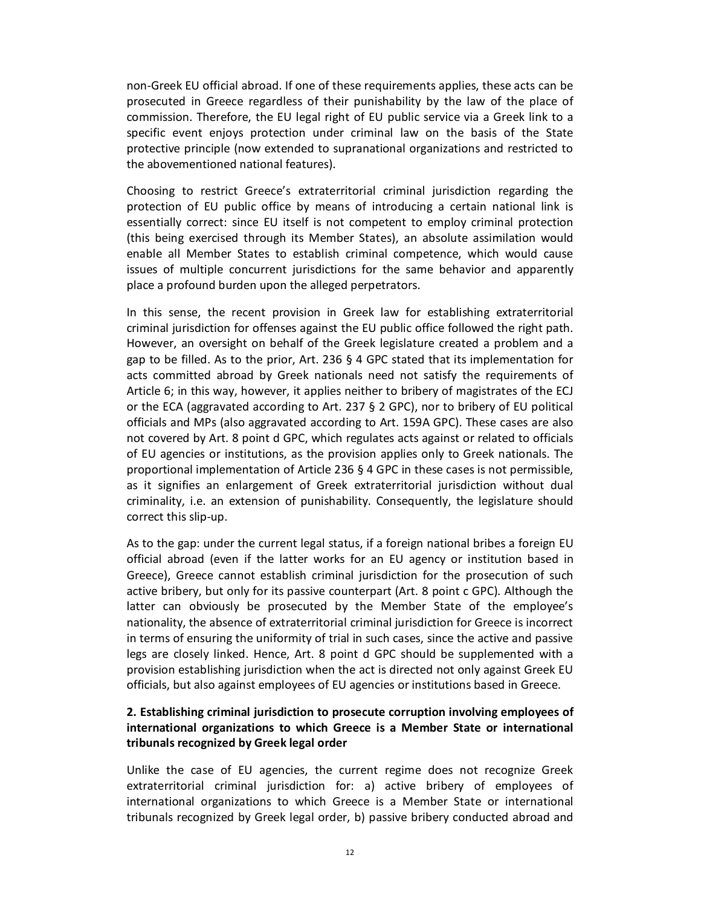non-Greek EU official abroad. If one of these requirements applies, these acts can be prosecuted in Greece regardless of their punishability by the law of the place of commission. Therefore, the EU legal right of EU public service via a Greek link to a specific event enjoys protection under criminal law on the basis of the State protective principle (now extended to supranational organizations and restricted to the abovementioned national features).

Choosing to restrict Greece's extraterritorial criminal jurisdiction regarding the protection of EU public office by means of introducing a certain national link is essentially correct: since EU itself is not competent to employ criminal protection (this being exercised through its Member States), an absolute assimilation would enable all Member States to establish criminal competence, which would cause issues of multiple concurrent jurisdictions for the same behavior and apparently place a profound burden upon the alleged perpetrators.

In this sense, the recent provision in Greek law for establishing extraterritorial criminal jurisdiction for offenses against the EU public office followed the right path. However, an oversight on behalf of the Greek legislature created a problem and a gap to be filled. As to the prior, Art. 236 § 4 GPC stated that its implementation for acts committed abroad by Greek nationals need not satisfy the requirements of Article 6; in this way, however, it applies neither to bribery of magistrates of the ECJ or the ECA (aggravated according to Art. 237 § 2 GPC), nor to bribery of EU political officials and MPs (also aggravated according to Art. 159A GPC). These cases are also not covered by Art. 8 point d GPC, which regulates acts against or related to officials of EU agencies or institutions, as the provision applies only to Greek nationals. The proportional implementation of Article 236 § 4 GPC in these cases is not permissible, as it signifies an enlargement of Greek extraterritorial jurisdiction without dual criminality, i.e. an extension of punishability. Consequently, the legislature should correct this slip-up.

As to the gap: under the current legal status, if a foreign national bribes a foreign EU official abroad (even if the latter works for an EU agency or institution based in Greece), Greece cannot establish criminal jurisdiction for the prosecution of such active bribery, but only for its passive counterpart (Art. 8 point c GPC). Although the latter can obviously be prosecuted by the Member State of the employee's nationality, the absence of extraterritorial criminal jurisdiction for Greece is incorrect in terms of ensuring the uniformity of trial in such cases, since the active and passive legs are closely linked. Hence, Art. 8 point d GPC should be supplemented with a provision establishing jurisdiction when the act is directed not only against Greek EU officials, but also against employees of EU agencies or institutions based in Greece.

### 2. Establishing criminal jurisdiction to prosecute corruption involving employees of international organizations to which Greece is a Member State or international tribunals recognized by Greek legal order

Unlike the case of EU agencies, the current regime does not recognize Greek extraterritorial criminal jurisdiction for: a) active bribery of employees of international organizations to which Greece is a Member State or international tribunals recognized by Greek legal order, b) passive bribery conducted abroad and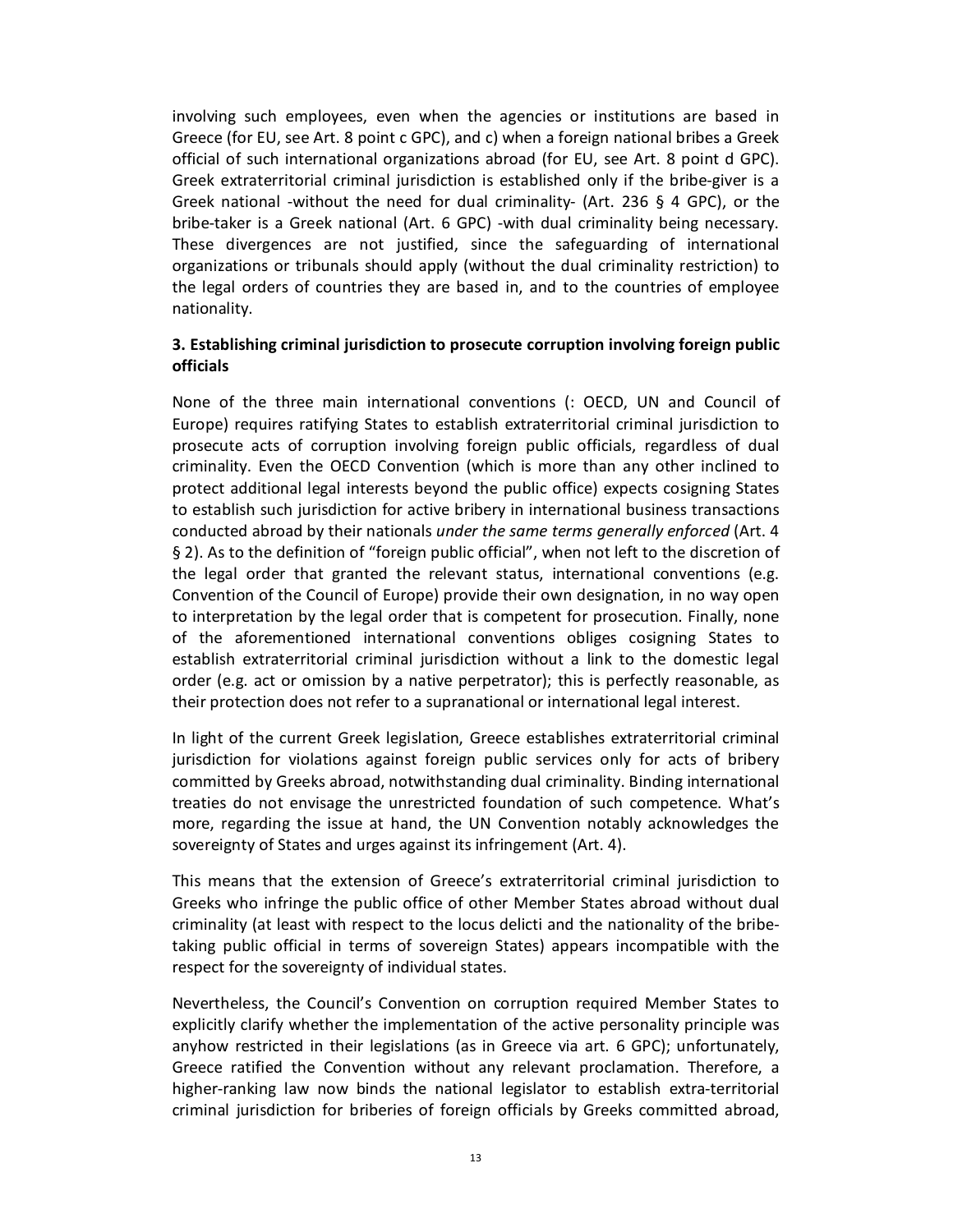involving such employees, even when the agencies or institutions are based in Greece (for EU, see Art. 8 point c GPC), and c) when a foreign national bribes a Greek official of such international organizations abroad (for EU, see Art. 8 point d GPC). Greek extraterritorial criminal jurisdiction is established only if the bribe-giver is a Greek national -without the need for dual criminality- (Art. 236 § 4 GPC), or the bribe-taker is a Greek national (Art. 6 GPC) -with dual criminality being necessary. These divergences are not justified, since the safeguarding of international organizations or tribunals should apply (without the dual criminality restriction) to the legal orders of countries they are based in, and to the countries of employee nationality.

### 3. Establishing criminal jurisdiction to prosecute corruption involving foreign public officials

None of the three main international conventions (: OECD, UN and Council of Europe) requires ratifying States to establish extraterritorial criminal jurisdiction to prosecute acts of corruption involving foreign public officials, regardless of dual criminality. Even the OECD Convention (which is more than any other inclined to protect additional legal interests beyond the public office) expects cosigning States to establish such jurisdiction for active bribery in international business transactions conducted abroad by their nationals *under the same terms generally enforced* (Art. 4 § 2). As to the definition of "foreign public official", when not left to the discretion of the legal order that granted the relevant status, international conventions (e.g. Convention of the Council of Europe) provide their own designation, in no way open to interpretation by the legal order that is competent for prosecution. Finally, none of the aforementioned international conventions obliges cosigning States to establish extraterritorial criminal jurisdiction without a link to the domestic legal order (e.g. act or omission by a native perpetrator); this is perfectly reasonable, as their protection does not refer to a supranational or international legal interest.

In light of the current Greek legislation, Greece establishes extraterritorial criminal jurisdiction for violations against foreign public services only for acts of bribery committed by Greeks abroad, notwithstanding dual criminality. Binding international treaties do not envisage the unrestricted foundation of such competence. What's more, regarding the issue at hand, the UN Convention notably acknowledges the sovereignty of States and urges against its infringement (Art. 4).

This means that the extension of Greece's extraterritorial criminal jurisdiction to Greeks who infringe the public office of other Member States abroad without dual criminality (at least with respect to the locus delicti and the nationality of the bribe-taking public official in terms of sovereign States) appears incompatible with the respect for the sovereignty of individual states.

Nevertheless, the Council's Convention on corruption required Member States to explicitly clarify whether the implementation of the active personality principle was anyhow restricted in their legislations (as in Greece via art. 6 GPC); unfortunately, Greece ratified the Convention without any relevant proclamation. Therefore, a higher-ranking law now binds the national legislator to establish extra-territorial criminal jurisdiction for briberies of foreign officials by Greeks committed abroad,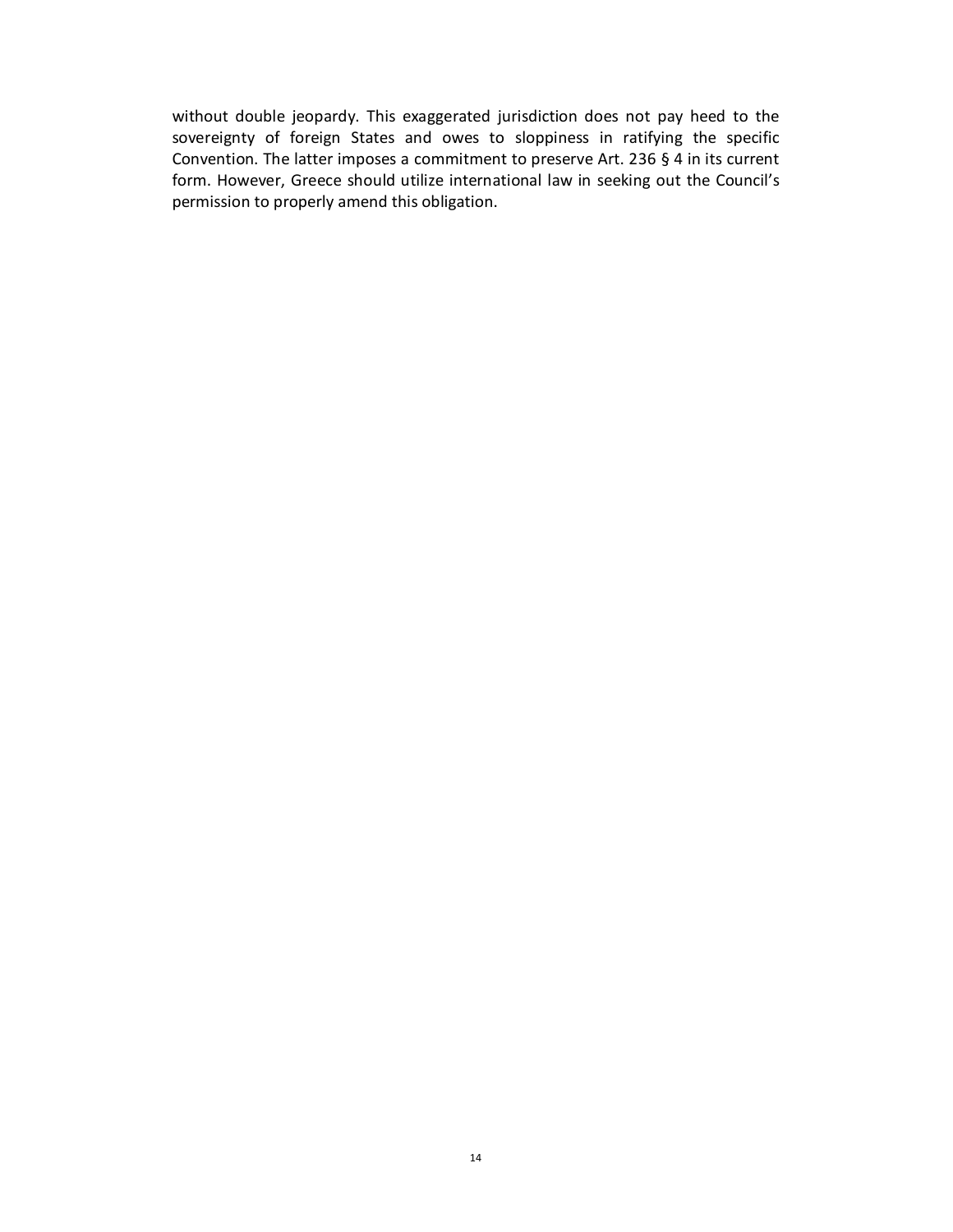without double jeopardy. This exaggerated jurisdiction does not pay heed to the sovereignty of foreign States and owes to sloppiness in ratifying the specific Convention. The latter imposes a commitment to preserve Art. 236 § 4 in its current form. However, Greece should utilize international law in seeking out the Council's permission to properly amend this obligation.